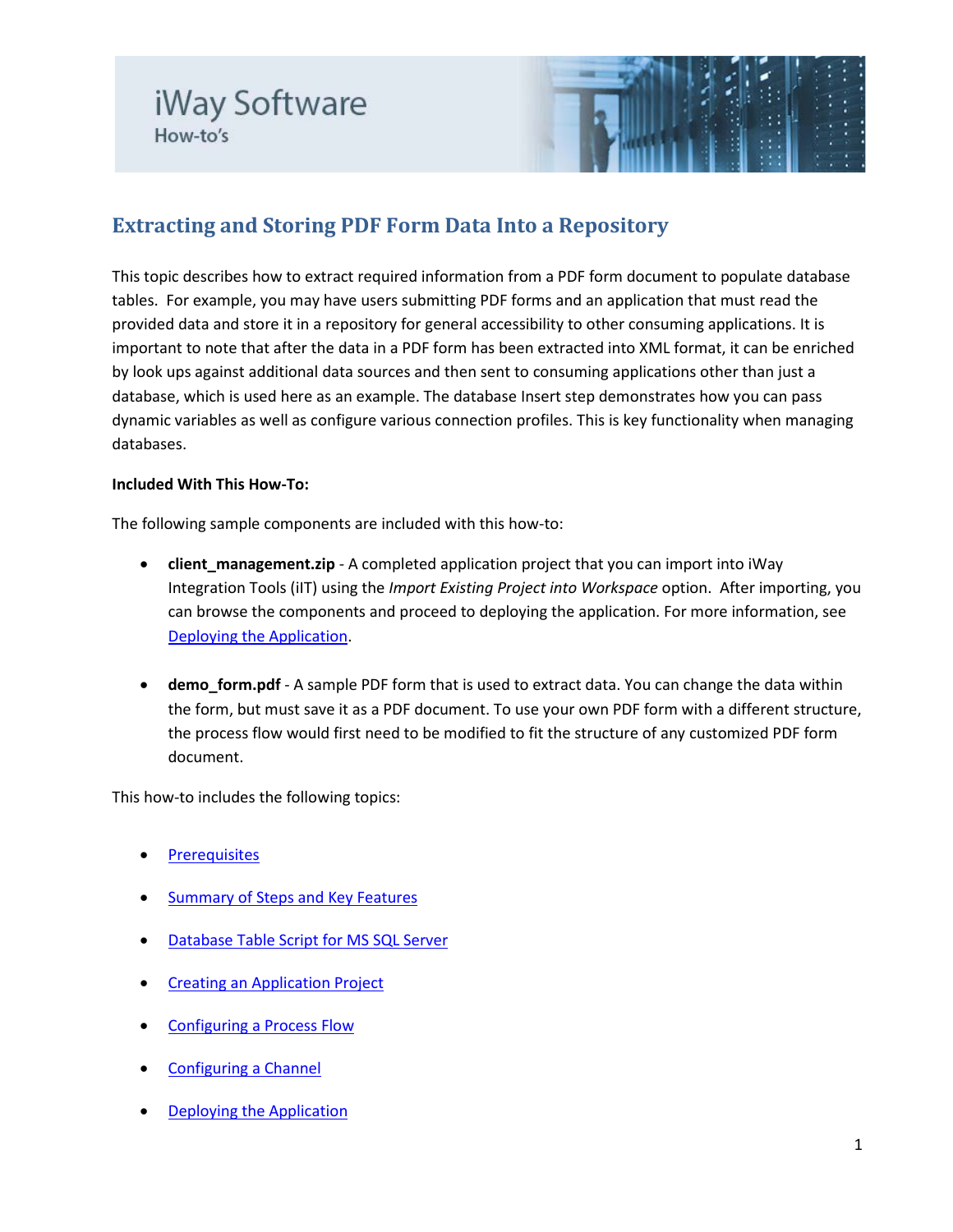iWay Software
How-to's

# Extracting and Storing PDF Form Data Into a Repository

This topic describes how to extract required information from a PDF form document to populate database tables. For example, you may have users submitting PDF forms and an application that must read the provided data and store it in a repository for general accessibility to other consuming applications. It is important to note that after the data in a PDF form has been extracted into XML format, it can be enriched by look ups against additional data sources and then sent to consuming applications other than just a database, which is used here as an example. The database Insert step demonstrates how you can pass dynamic variables as well as configure various connection profiles. This is key functionality when managing databases.

**Included With This How-To:**

The following sample components are included with this how-to:

- **client_management.zip** - A completed application project that you can import into iWay Integration Tools (iIT) using the *Import Existing Project into Workspace* option. After importing, you can browse the components and proceed to deploying the application. For more information, see Deploying the Application.

- **demo_form.pdf** - A sample PDF form that is used to extract data. You can change the data within the form, but must save it as a PDF document. To use your own PDF form with a different structure, the process flow would first need to be modified to fit the structure of any customized PDF form document.

This how-to includes the following topics:

- Prerequisites
- Summary of Steps and Key Features
- Database Table Script for MS SQL Server
- Creating an Application Project
- Configuring a Process Flow
- Configuring a Channel
- Deploying the Application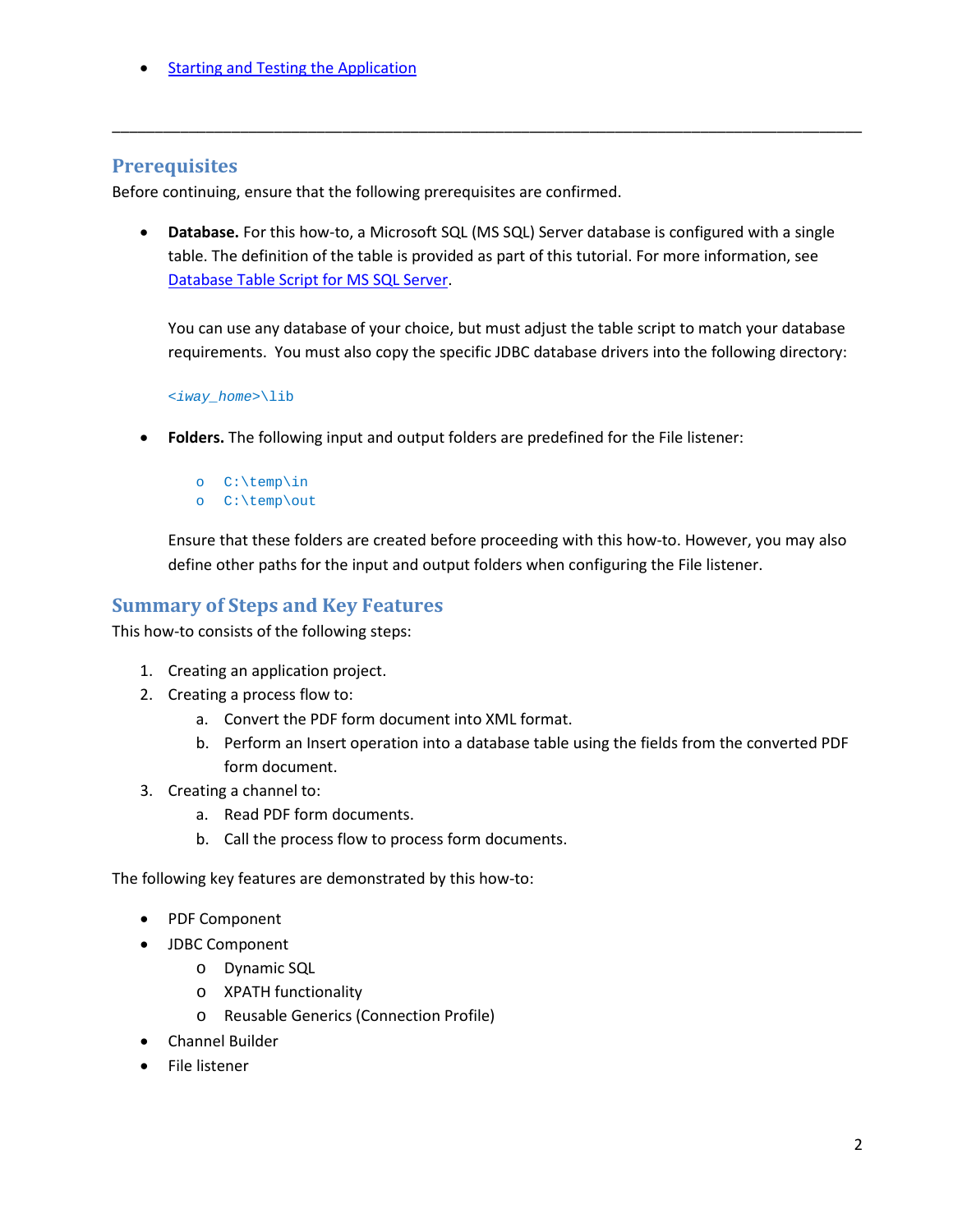- [Starting and Testing the Application]()

---

## Prerequisites

Before continuing, ensure that the following prerequisites are confirmed.

- **Database.** For this how-to, a Microsoft SQL (MS SQL) Server database is configured with a single table. The definition of the table is provided as part of this tutorial. For more information, see [Database Table Script for MS SQL Server]().

  You can use any database of your choice, but must adjust the table script to match your database requirements. You must also copy the specific JDBC database drivers into the following directory:

  `<iway_home>\lib`

- **Folders.** The following input and output folders are predefined for the File listener:

  - `C:\temp\in`
  - `C:\temp\out`

  Ensure that these folders are created before proceeding with this how-to. However, you may also define other paths for the input and output folders when configuring the File listener.

## Summary of Steps and Key Features

This how-to consists of the following steps:

1. Creating an application project.
2. Creating a process flow to:
   a. Convert the PDF form document into XML format.
   b. Perform an Insert operation into a database table using the fields from the converted PDF form document.
3. Creating a channel to:
   a. Read PDF form documents.
   b. Call the process flow to process form documents.

The following key features are demonstrated by this how-to:

- PDF Component
- JDBC Component
  - Dynamic SQL
  - XPATH functionality
  - Reusable Generics (Connection Profile)
- Channel Builder
- File listener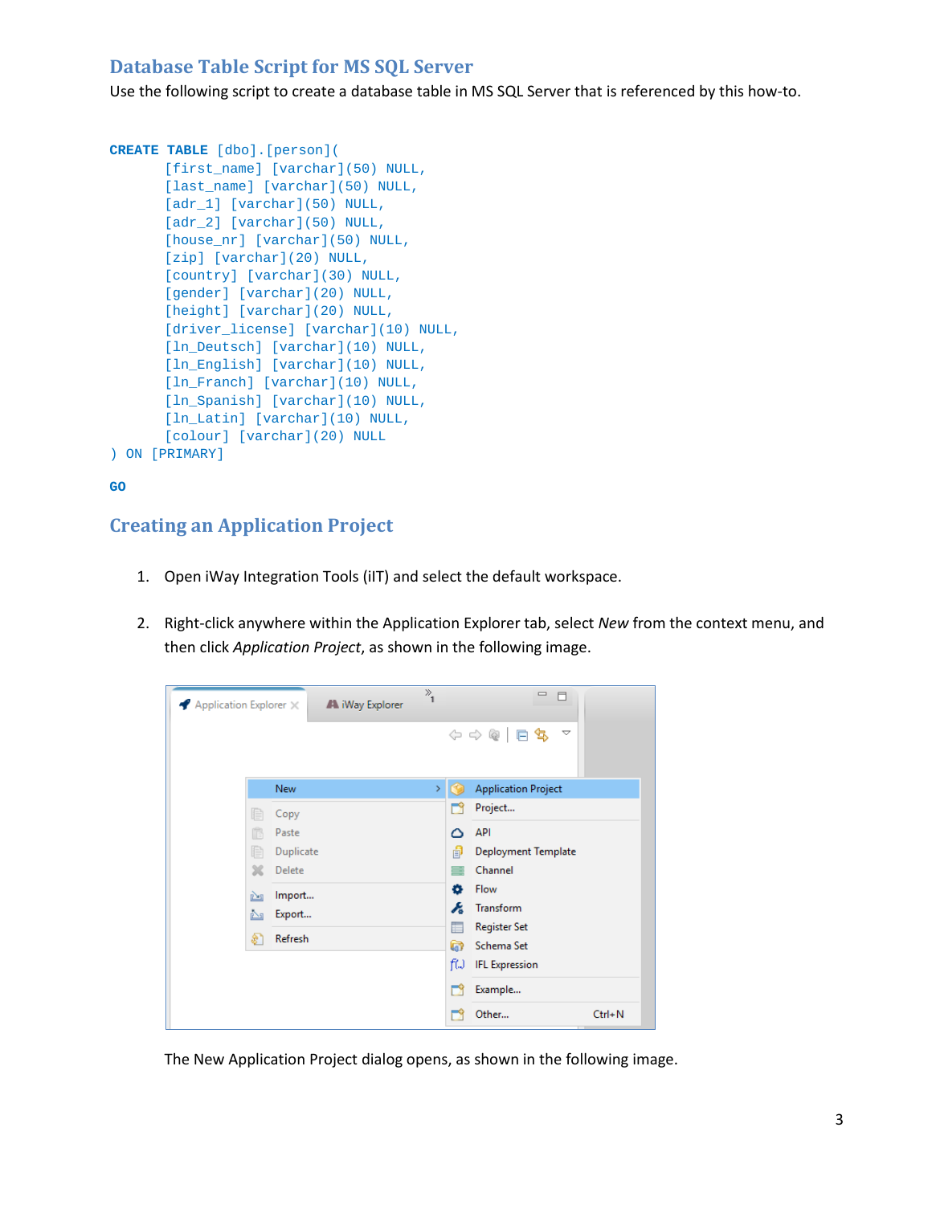## Database Table Script for MS SQL Server

Use the following script to create a database table in MS SQL Server that is referenced by this how-to.

```
CREATE TABLE [dbo].[person](
	[first_name] [varchar](50) NULL,
	[last_name] [varchar](50) NULL,
	[adr_1] [varchar](50) NULL,
	[adr_2] [varchar](50) NULL,
	[house_nr] [varchar](50) NULL,
	[zip] [varchar](20) NULL,
	[country] [varchar](30) NULL,
	[gender] [varchar](20) NULL,
	[height] [varchar](20) NULL,
	[driver_license] [varchar](10) NULL,
	[ln_Deutsch] [varchar](10) NULL,
	[ln_English] [varchar](10) NULL,
	[ln_Franch] [varchar](10) NULL,
	[ln_Spanish] [varchar](10) NULL,
	[ln_Latin] [varchar](10) NULL,
	[colour] [varchar](20) NULL
) ON [PRIMARY]

GO
```

## Creating an Application Project

1. Open iWay Integration Tools (iIT) and select the default workspace.

2. Right-click anywhere within the Application Explorer tab, select *New* from the context menu, and then click *Application Project*, as shown in the following image.

   The New Application Project dialog opens, as shown in the following image.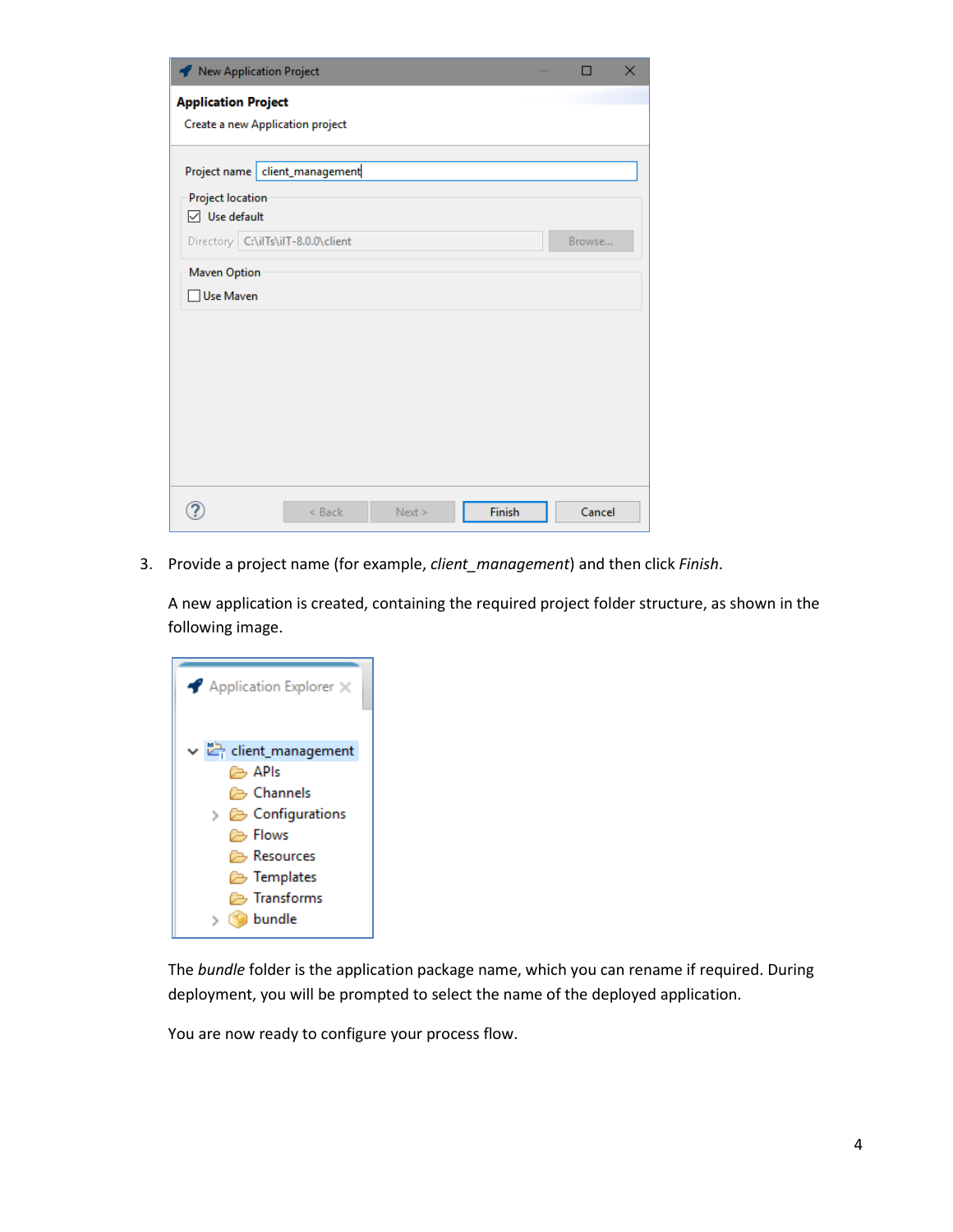3. Provide a project name (for example, *client_management*) and then click *Finish*.

   A new application is created, containing the required project folder structure, as shown in the following image.

   The *bundle* folder is the application package name, which you can rename if required. During deployment, you will be prompted to select the name of the deployed application.

   You are now ready to configure your process flow.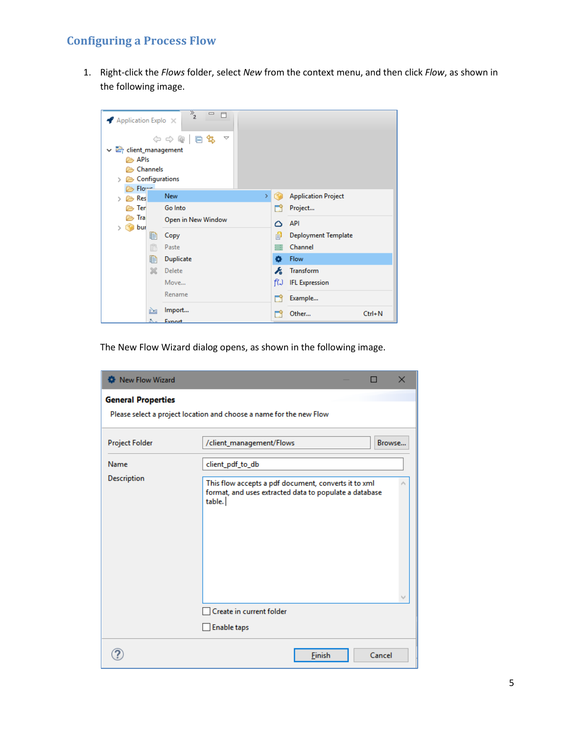## Configuring a Process Flow

1. Right-click the *Flows* folder, select *New* from the context menu, and then click *Flow*, as shown in the following image.

   The New Flow Wizard dialog opens, as shown in the following image.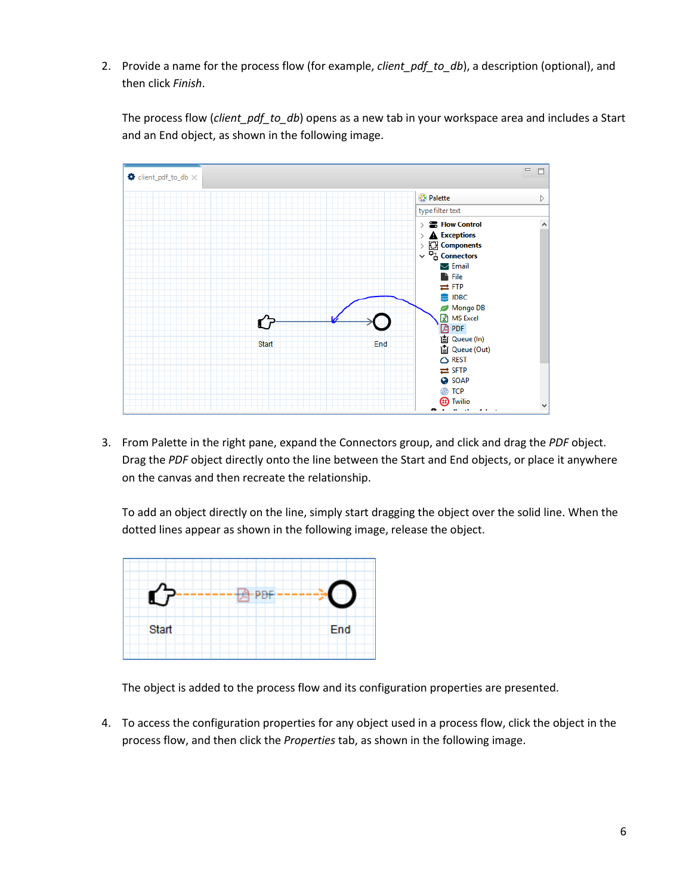2. Provide a name for the process flow (for example, *client_pdf_to_db*), a description (optional), and then click *Finish*.

   The process flow (*client_pdf_to_db*) opens as a new tab in your workspace area and includes a Start and an End object, as shown in the following image.

3. From Palette in the right pane, expand the Connectors group, and click and drag the *PDF* object. Drag the *PDF* object directly onto the line between the Start and End objects, or place it anywhere on the canvas and then recreate the relationship.

   To add an object directly on the line, simply start dragging the object over the solid line. When the dotted lines appear as shown in the following image, release the object.

   The object is added to the process flow and its configuration properties are presented.

4. To access the configuration properties for any object used in a process flow, click the object in the process flow, and then click the *Properties* tab, as shown in the following image.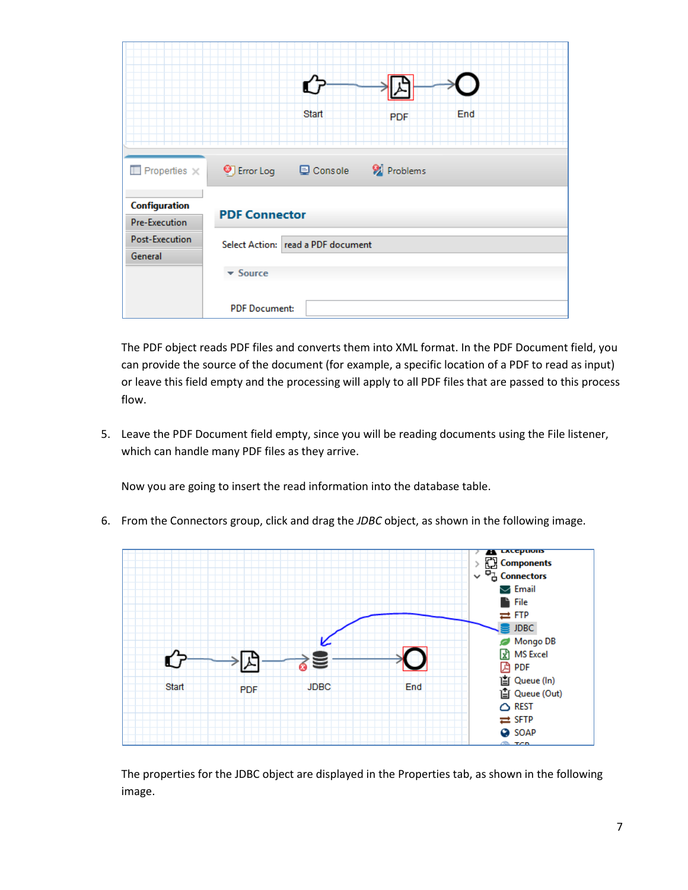The PDF object reads PDF files and converts them into XML format. In the PDF Document field, you can provide the source of the document (for example, a specific location of a PDF to read as input) or leave this field empty and the processing will apply to all PDF files that are passed to this process flow.

5. Leave the PDF Document field empty, since you will be reading documents using the File listener, which can handle many PDF files as they arrive.

   Now you are going to insert the read information into the database table.

6. From the Connectors group, click and drag the *JDBC* object, as shown in the following image.

   The properties for the JDBC object are displayed in the Properties tab, as shown in the following image.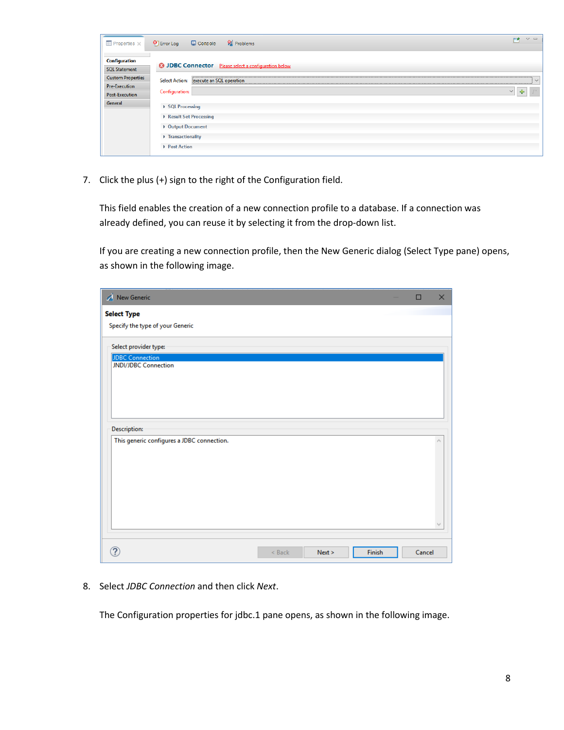7. Click the plus (+) sign to the right of the Configuration field.

   This field enables the creation of a new connection profile to a database. If a connection was already defined, you can reuse it by selecting it from the drop-down list.

   If you are creating a new connection profile, then the New Generic dialog (Select Type pane) opens, as shown in the following image.

8. Select *JDBC Connection* and then click *Next*.

   The Configuration properties for jdbc.1 pane opens, as shown in the following image.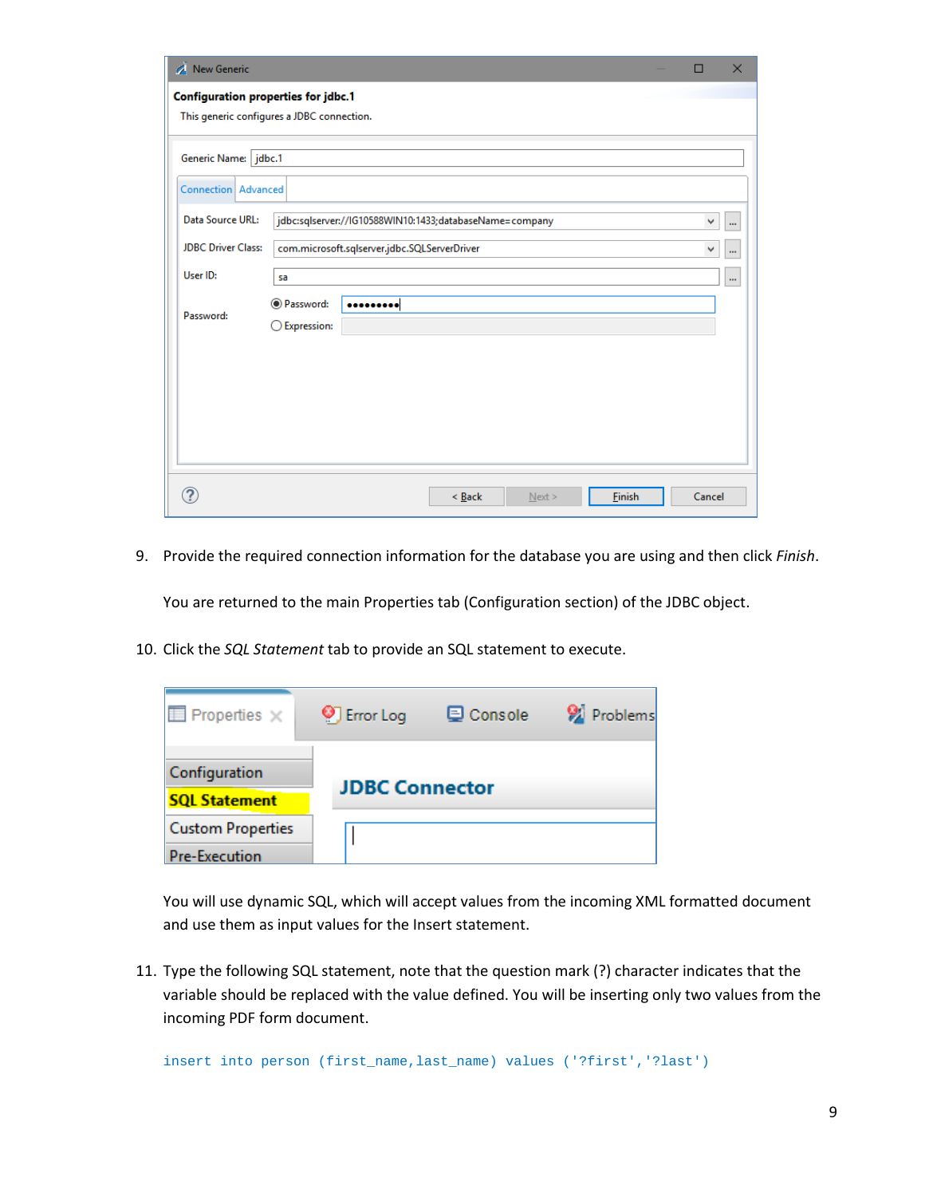9. Provide the required connection information for the database you are using and then click *Finish*.

   You are returned to the main Properties tab (Configuration section) of the JDBC object.

10. Click the *SQL Statement* tab to provide an SQL statement to execute.

    You will use dynamic SQL, which will accept values from the incoming XML formatted document and use them as input values for the Insert statement.

11. Type the following SQL statement, note that the question mark (?) character indicates that the variable should be replaced with the value defined. You will be inserting only two values from the incoming PDF form document.

```
insert into person (first_name,last_name) values ('?first','?last')
```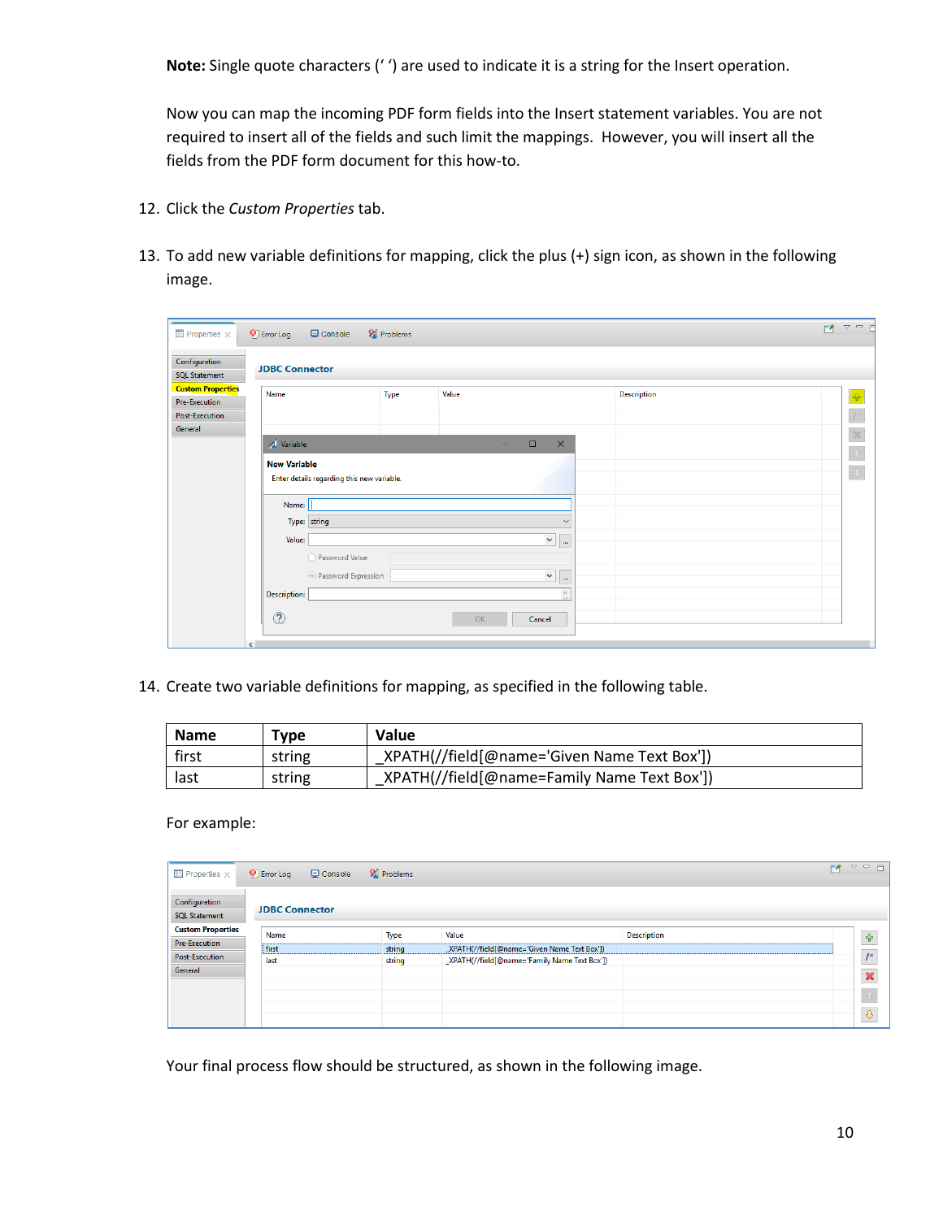**Note:** Single quote characters (' ') are used to indicate it is a string for the Insert operation.

Now you can map the incoming PDF form fields into the Insert statement variables. You are not required to insert all of the fields and such limit the mappings. However, you will insert all the fields from the PDF form document for this how-to.

12. Click the *Custom Properties* tab.

13. To add new variable definitions for mapping, click the plus (+) sign icon, as shown in the following image.

14. Create two variable definitions for mapping, as specified in the following table.

| Name | Type | Value |
|---|---|---|
| first | string | _XPATH(//field[@name='Given Name Text Box']) |
| last | string | _XPATH(//field[@name=Family Name Text Box']) |

For example:

Your final process flow should be structured, as shown in the following image.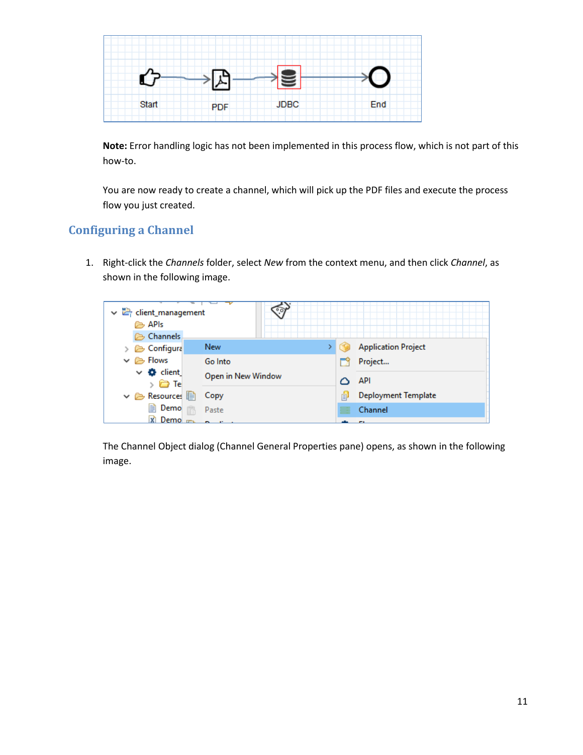**Note:** Error handling logic has not been implemented in this process flow, which is not part of this how-to.

You are now ready to create a channel, which will pick up the PDF files and execute the process flow you just created.

## Configuring a Channel

1. Right-click the *Channels* folder, select *New* from the context menu, and then click *Channel*, as shown in the following image.

   The Channel Object dialog (Channel General Properties pane) opens, as shown in the following image.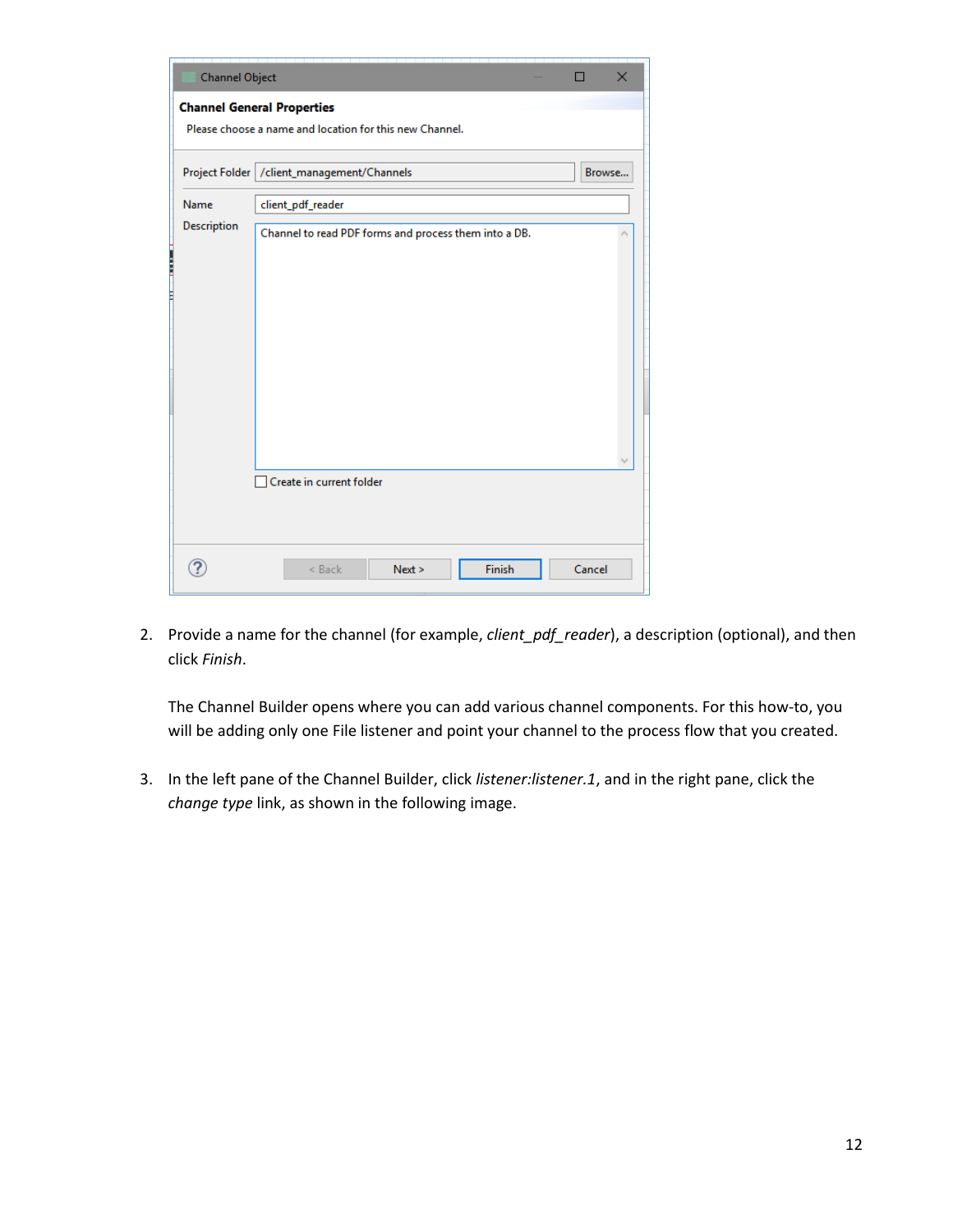2. Provide a name for the channel (for example, *client_pdf_reader*), a description (optional), and then click *Finish*.

   The Channel Builder opens where you can add various channel components. For this how-to, you will be adding only one File listener and point your channel to the process flow that you created.

3. In the left pane of the Channel Builder, click *listener:listener.1*, and in the right pane, click the *change type* link, as shown in the following image.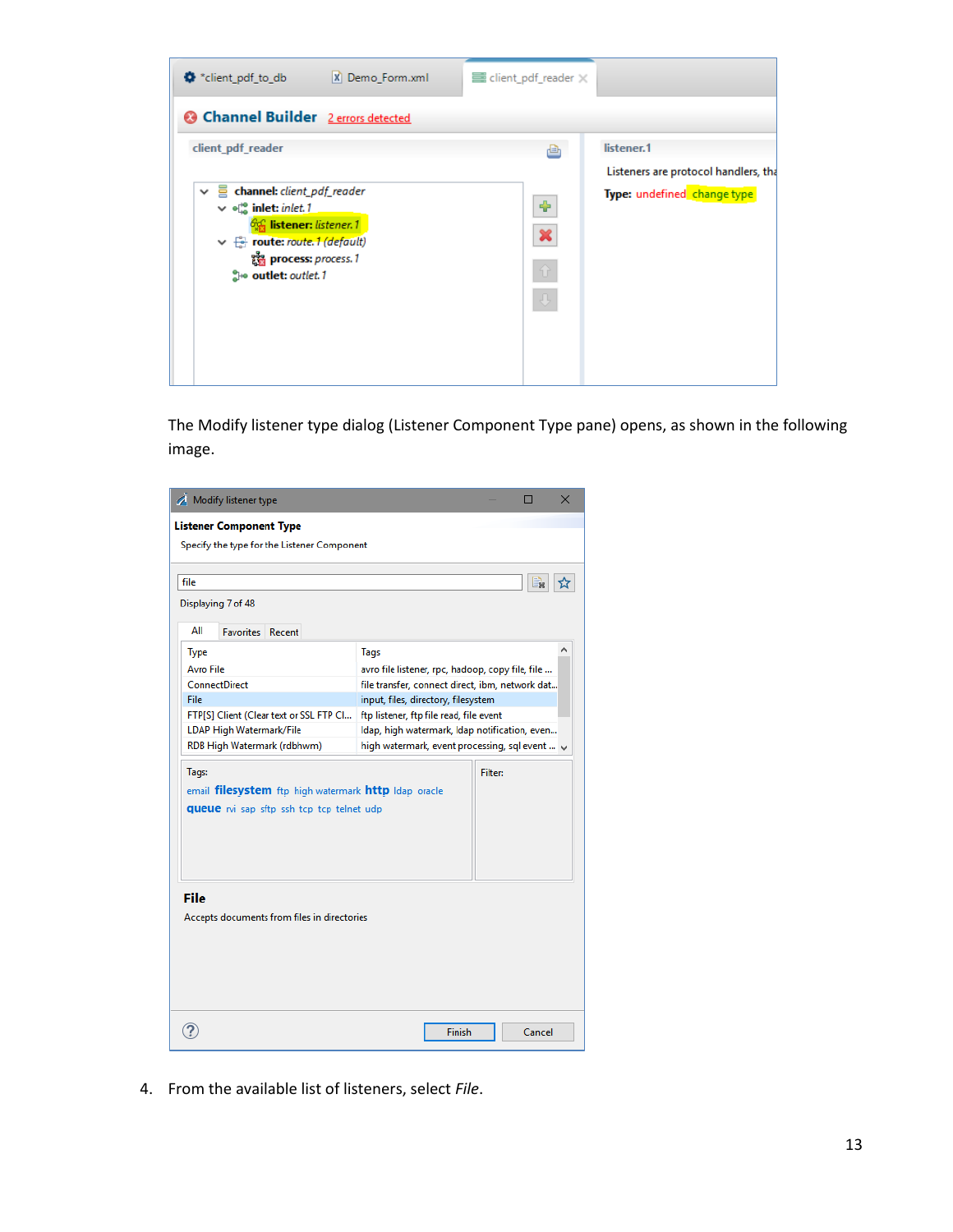The Modify listener type dialog (Listener Component Type pane) opens, as shown in the following image.

4. From the available list of listeners, select *File*.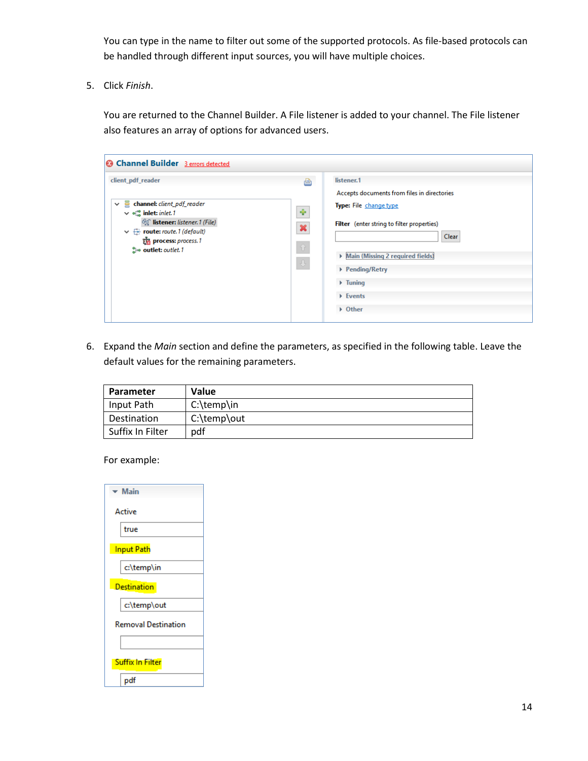You can type in the name to filter out some of the supported protocols. As file-based protocols can be handled through different input sources, you will have multiple choices.

5. Click *Finish*.

   You are returned to the Channel Builder. A File listener is added to your channel. The File listener also features an array of options for advanced users.

6. Expand the *Main* section and define the parameters, as specified in the following table. Leave the default values for the remaining parameters.

| Parameter | Value |
|---|---|
| Input Path | C:\temp\in |
| Destination | C:\temp\out |
| Suffix In Filter | pdf |

   For example: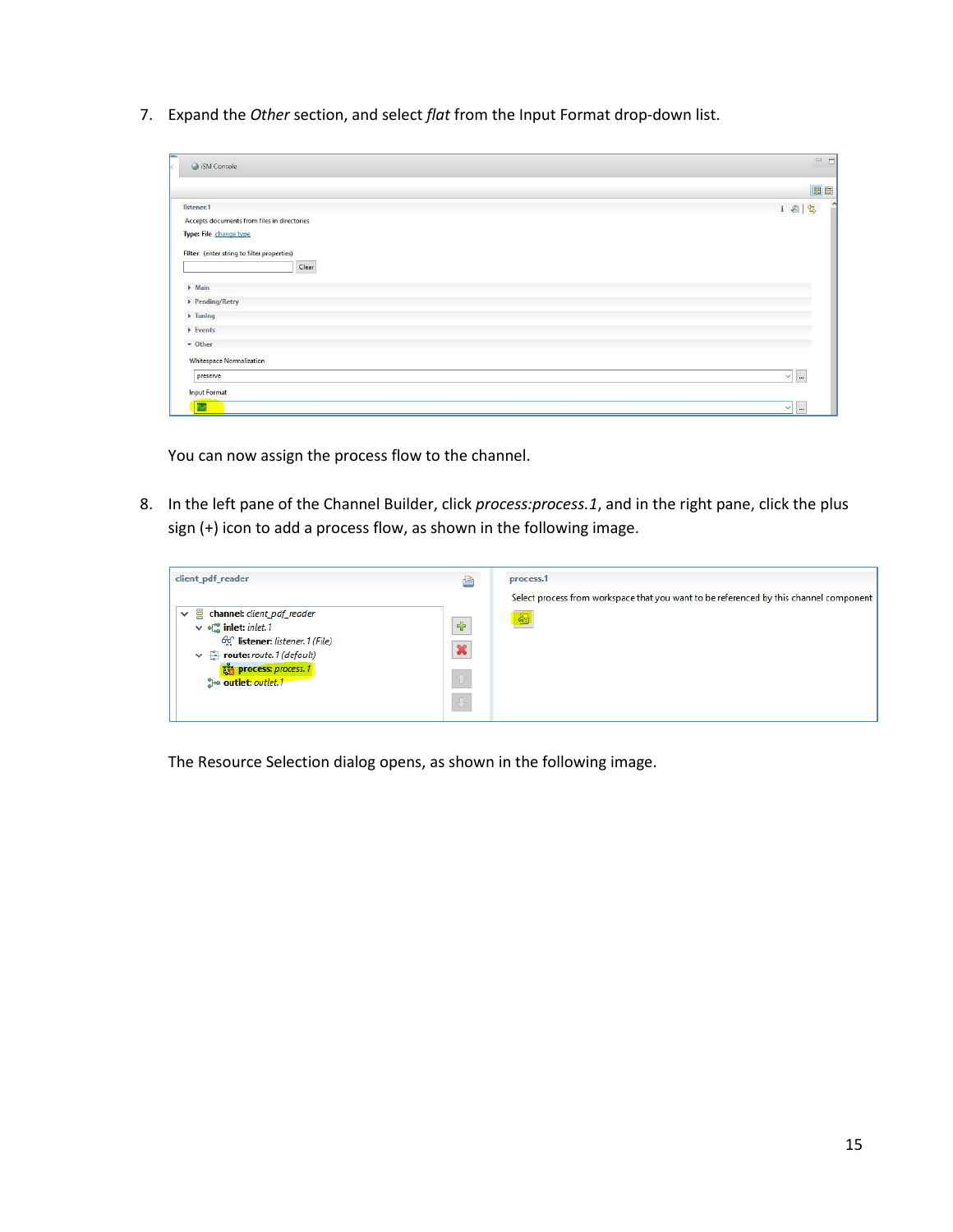7. Expand the *Other* section, and select *flat* from the Input Format drop-down list.

   You can now assign the process flow to the channel.

8. In the left pane of the Channel Builder, click *process:process.1*, and in the right pane, click the plus sign (+) icon to add a process flow, as shown in the following image.

   The Resource Selection dialog opens, as shown in the following image.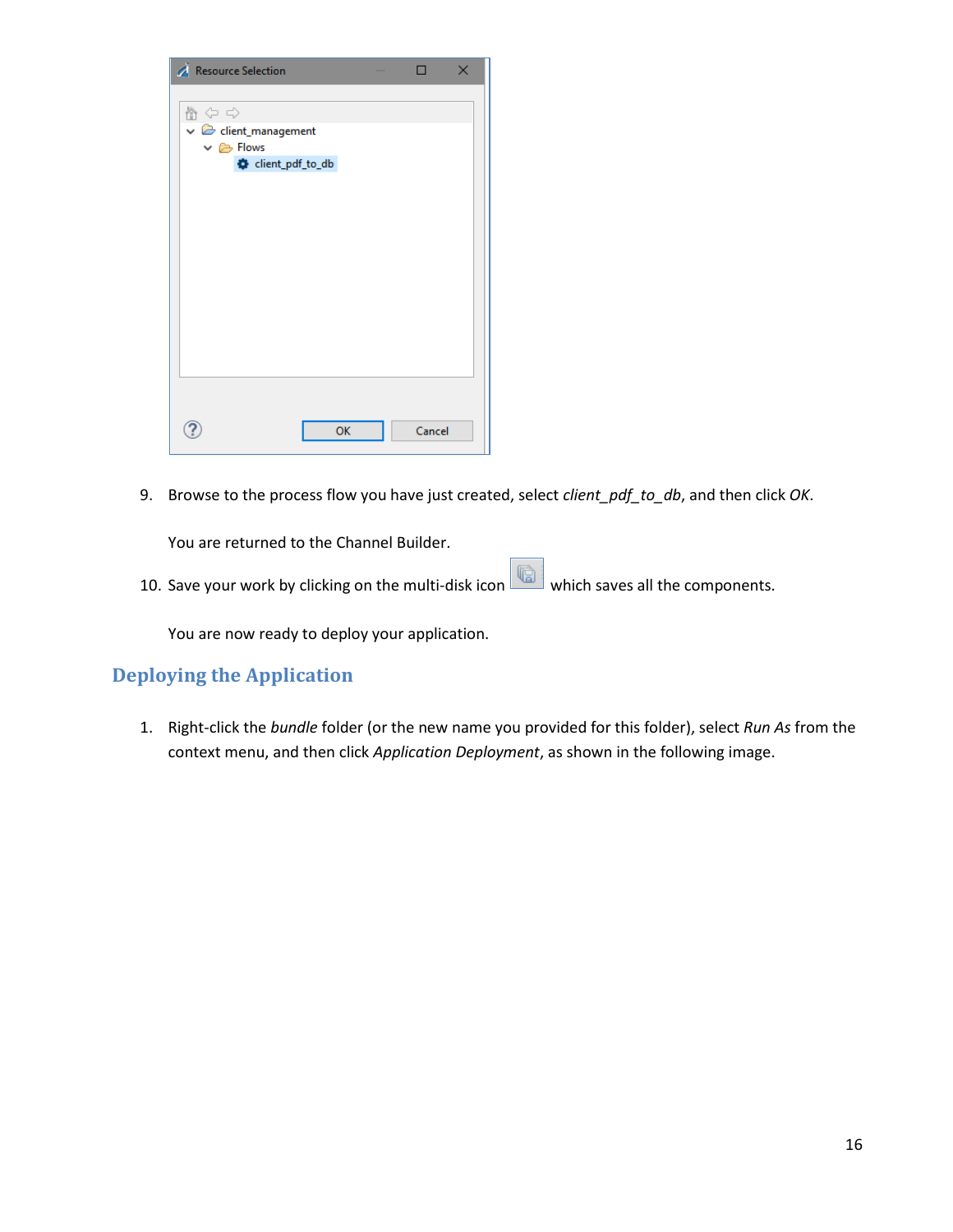9. Browse to the process flow you have just created, select *client_pdf_to_db*, and then click *OK*.

   You are returned to the Channel Builder.

10. Save your work by clicking on the multi-disk icon which saves all the components.

    You are now ready to deploy your application.

## Deploying the Application

1. Right-click the *bundle* folder (or the new name you provided for this folder), select *Run As* from the context menu, and then click *Application Deployment*, as shown in the following image.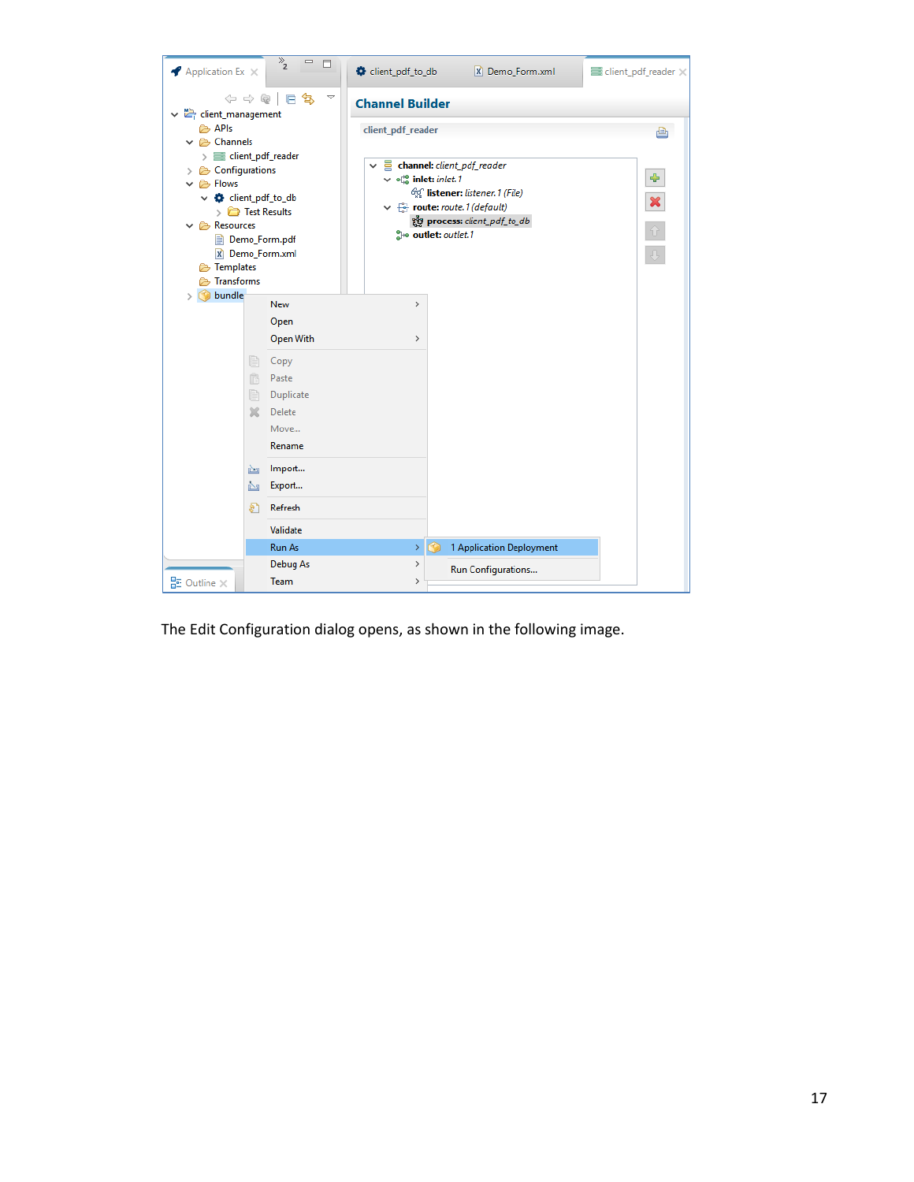The Edit Configuration dialog opens, as shown in the following image.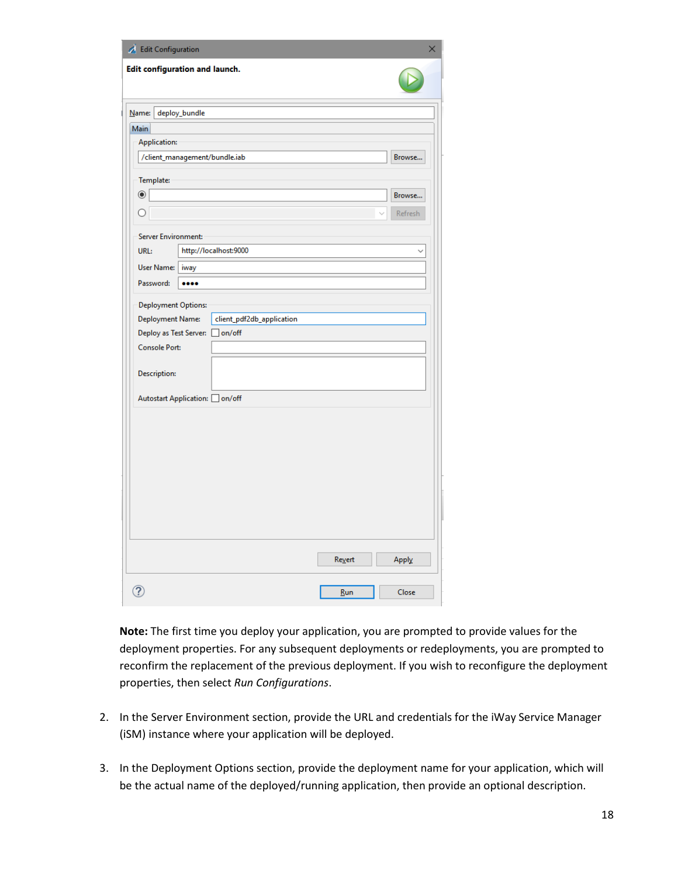**Note:** The first time you deploy your application, you are prompted to provide values for the deployment properties. For any subsequent deployments or redeployments, you are prompted to reconfirm the replacement of the previous deployment. If you wish to reconfigure the deployment properties, then select *Run Configurations*.

2. In the Server Environment section, provide the URL and credentials for the iWay Service Manager (iSM) instance where your application will be deployed.

3. In the Deployment Options section, provide the deployment name for your application, which will be the actual name of the deployed/running application, then provide an optional description.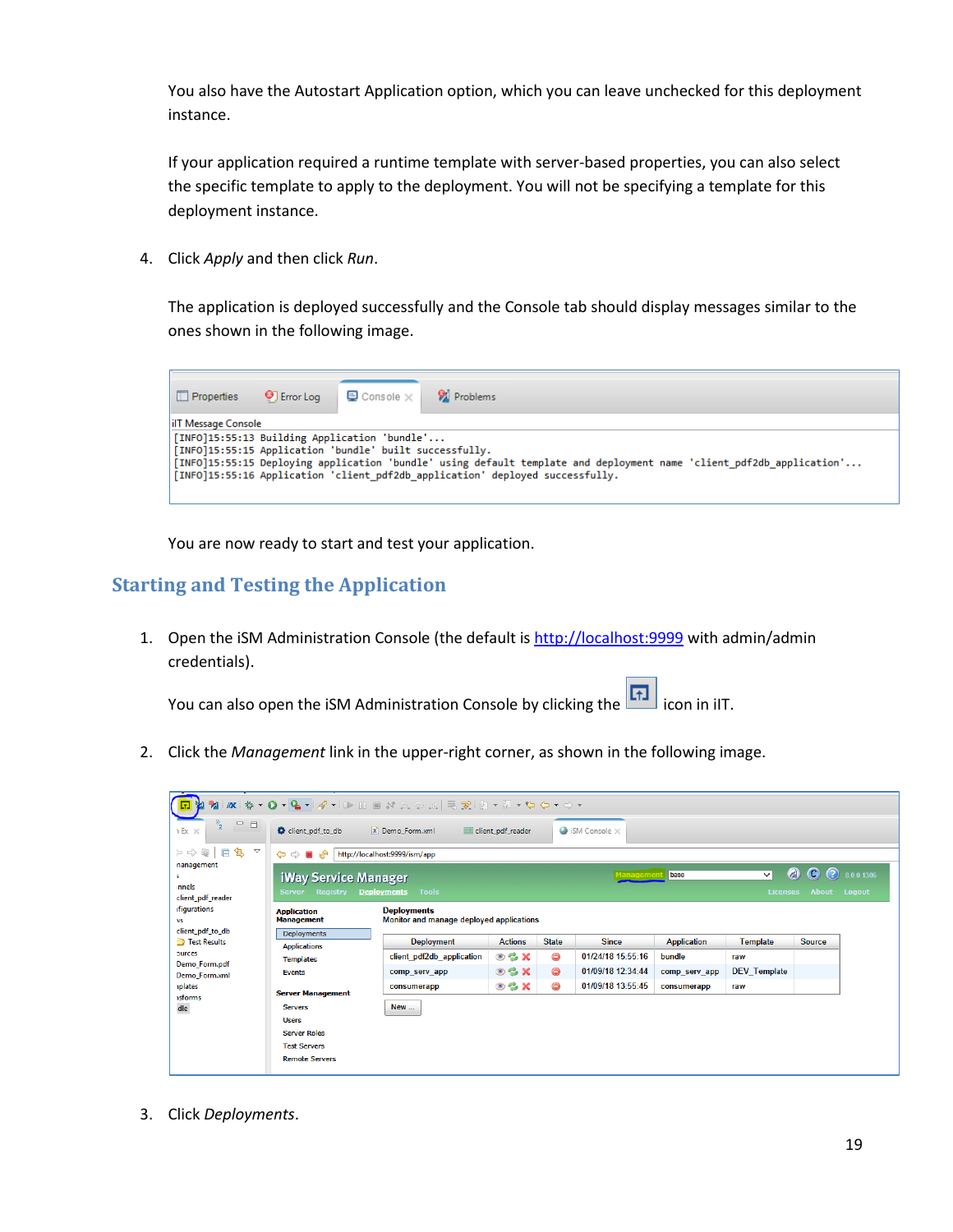You also have the Autostart Application option, which you can leave unchecked for this deployment instance.

If your application required a runtime template with server-based properties, you can also select the specific template to apply to the deployment. You will not be specifying a template for this deployment instance.

4. Click *Apply* and then click *Run*.

   The application is deployed successfully and the Console tab should display messages similar to the ones shown in the following image.

   You are now ready to start and test your application.

## Starting and Testing the Application

1. Open the iSM Administration Console (the default is http://localhost:9999 with admin/admin credentials).

   You can also open the iSM Administration Console by clicking the icon in iIT.

2. Click the *Management* link in the upper-right corner, as shown in the following image.

3. Click *Deployments*.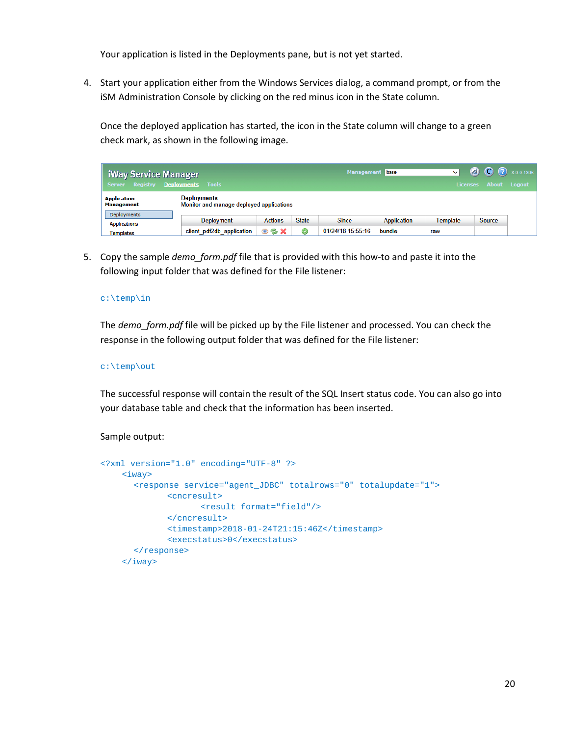Your application is listed in the Deployments pane, but is not yet started.

4. Start your application either from the Windows Services dialog, a command prompt, or from the iSM Administration Console by clicking on the red minus icon in the State column.

   Once the deployed application has started, the icon in the State column will change to a green check mark, as shown in the following image.

5. Copy the sample *demo_form.pdf* file that is provided with this how-to and paste it into the following input folder that was defined for the File listener:

   ```
   c:\temp\in
   ```

   The *demo_form.pdf* file will be picked up by the File listener and processed. You can check the response in the following output folder that was defined for the File listener:

   ```
   c:\temp\out
   ```

   The successful response will contain the result of the SQL Insert status code. You can also go into your database table and check that the information has been inserted.

   Sample output:

   ```
   <?xml version="1.0" encoding="UTF-8" ?>
       <iway>
         <response service="agent_JDBC" totalrows="0" totalupdate="1">
               <cncresult>
                     <result format="field"/>
               </cncresult>
               <timestamp>2018-01-24T21:15:46Z</timestamp>
               <execstatus>0</execstatus>
         </response>
       </iway>
   ```